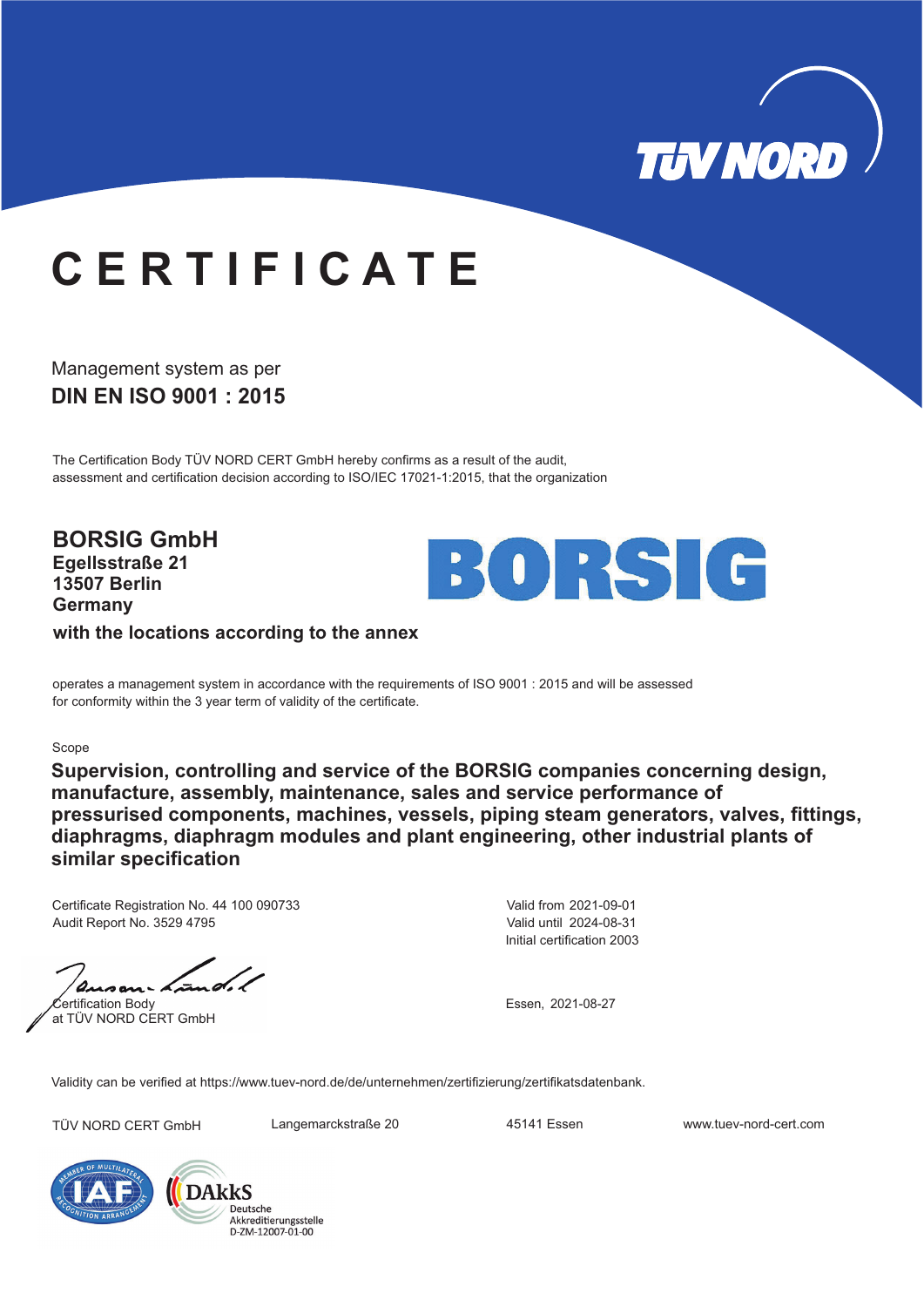TÜV NORD

# CERTIFICATE

Management system as per

**DIN EN ISO 9001 : 2015**

The Certification Body TÜV NORD CERT GmbH hereby confirms as a result of the audit, assessment and certification decision according to ISO/IEC 17021-1:2015, that the organization

**BORSIG GmbH**
**Egellsstraße 21**
**13507 Berlin**
**Germany**

BORSIG

**with the locations according to the annex**

operates a management system in accordance with the requirements of ISO 9001 : 2015 and will be assessed for conformity within the 3 year term of validity of the certificate.

Scope

**Supervision, controlling and service of the BORSIG companies concerning design, manufacture, assembly, maintenance, sales and service performance of pressurised components, machines, vessels, piping steam generators, valves, fittings, diaphragms, diaphragm modules and plant engineering, other industrial plants of similar specification**

Certificate Registration No. 44 100 090733
Audit Report No. 3529 4795

Valid from 2021-09-01
Valid until 2024-08-31
Initial certification 2003

Certification Body
at TÜV NORD CERT GmbH

Essen, 2021-08-27

Validity can be verified at https://www.tuev-nord.de/de/unternehmen/zertifizierung/zertifikatsdatenbank.

TÜV NORD CERT GmbH Langemarckstraße 20 45141 Essen www.tuev-nord-cert.com

IAF – Member of Multilateral Recognition Arrangement

DAkkS Deutsche Akkreditierungsstelle D-ZM-12007-01-00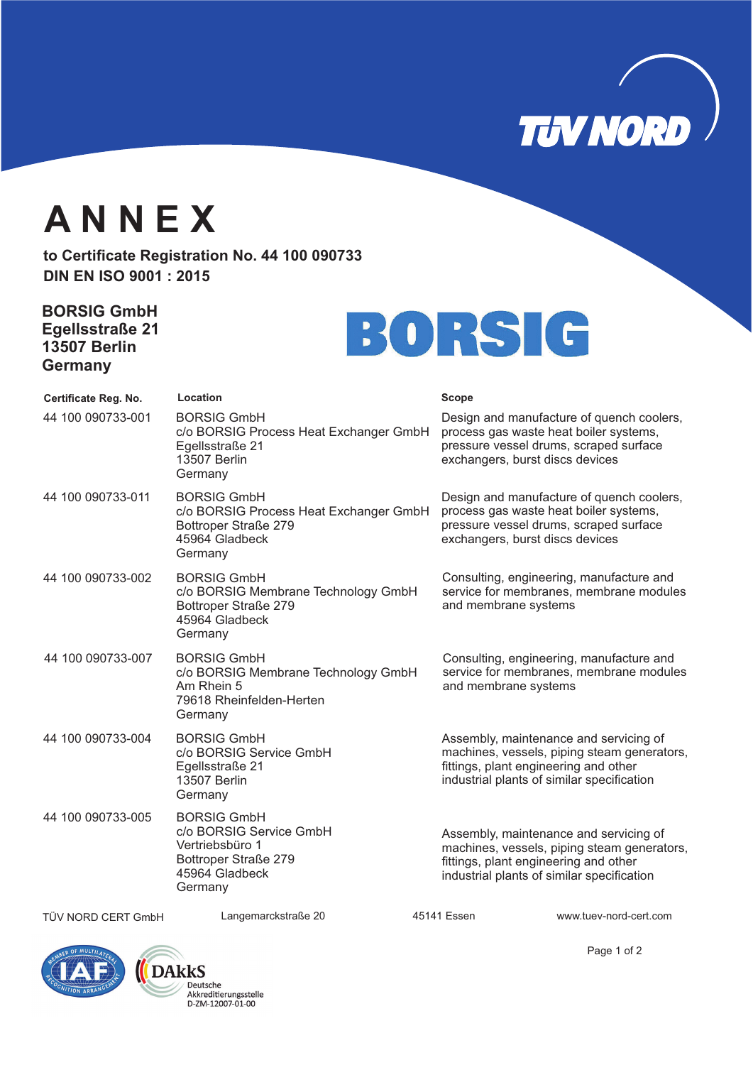# ANNEX

**to Certificate Registration No. 44 100 090733**
**DIN EN ISO 9001 : 2015**

**BORSIG GmbH**
**Egellsstraße 21**
**13507 Berlin**
**Germany**

| Certificate Reg. No. | Location | Scope |
|---|---|---|
| 44 100 090733-001 | BORSIG GmbH<br>c/o BORSIG Process Heat Exchanger GmbH<br>Egellsstraße 21<br>13507 Berlin<br>Germany | Design and manufacture of quench coolers, process gas waste heat boiler systems, pressure vessel drums, scraped surface exchangers, burst discs devices |
| 44 100 090733-011 | BORSIG GmbH<br>c/o BORSIG Process Heat Exchanger GmbH<br>Bottroper Straße 279<br>45964 Gladbeck<br>Germany | Design and manufacture of quench coolers, process gas waste heat boiler systems, pressure vessel drums, scraped surface exchangers, burst discs devices |
| 44 100 090733-002 | BORSIG GmbH<br>c/o BORSIG Membrane Technology GmbH<br>Bottroper Straße 279<br>45964 Gladbeck<br>Germany | Consulting, engineering, manufacture and service for membranes, membrane modules and membrane systems |
| 44 100 090733-007 | BORSIG GmbH<br>c/o BORSIG Membrane Technology GmbH<br>Am Rhein 5<br>79618 Rheinfelden-Herten<br>Germany | Consulting, engineering, manufacture and service for membranes, membrane modules and membrane systems |
| 44 100 090733-004 | BORSIG GmbH<br>c/o BORSIG Service GmbH<br>Egellsstraße 21<br>13507 Berlin<br>Germany | Assembly, maintenance and servicing of machines, vessels, piping steam generators, fittings, plant engineering and other industrial plants of similar specification |
| 44 100 090733-005 | BORSIG GmbH<br>c/o BORSIG Service GmbH<br>Vertriebsbüro 1<br>Bottroper Straße 279<br>45964 Gladbeck<br>Germany | Assembly, maintenance and servicing of machines, vessels, piping steam generators, fittings, plant engineering and other industrial plants of similar specification |

TÜV NORD CERT GmbH  Langemarckstraße 20  45141 Essen  www.tuev-nord-cert.com

DAkkS Deutsche Akkreditierungsstelle D-ZM-12007-01-00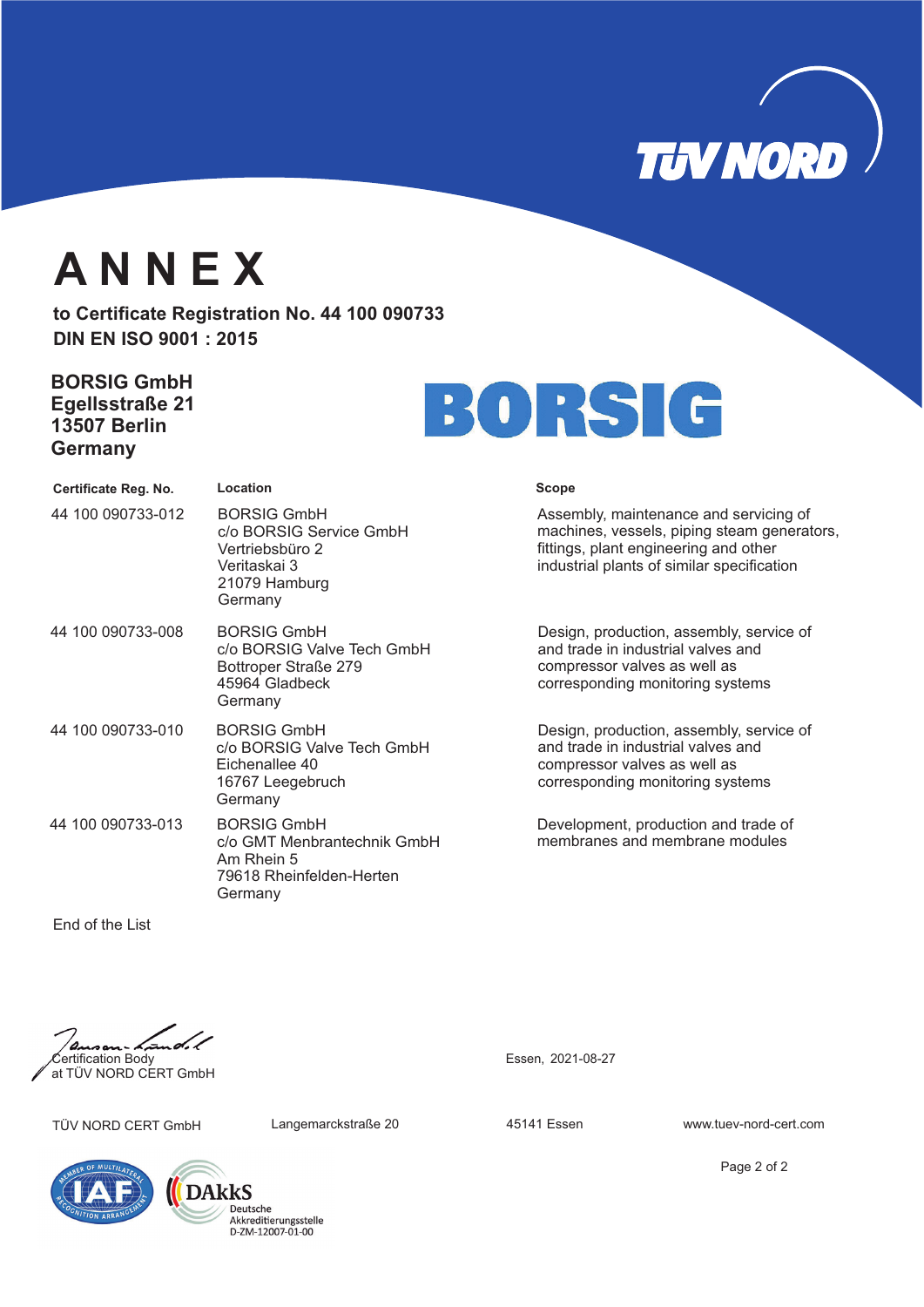# ANNEX

**to Certificate Registration No. 44 100 090733**
**DIN EN ISO 9001 : 2015**

**BORSIG GmbH**
**Egellsstraße 21**
**13507 Berlin**
**Germany**

| Certificate Reg. No. | Location | Scope |
| --- | --- | --- |
| 44 100 090733-012 | BORSIG GmbH<br>c/o BORSIG Service GmbH<br>Vertriebsbüro 2<br>Veritaskai 3<br>21079 Hamburg<br>Germany | Assembly, maintenance and servicing of machines, vessels, piping steam generators, fittings, plant engineering and other industrial plants of similar specification |
| 44 100 090733-008 | BORSIG GmbH<br>c/o BORSIG Valve Tech GmbH<br>Bottroper Straße 279<br>45964 Gladbeck<br>Germany | Design, production, assembly, service of and trade in industrial valves and compressor valves as well as corresponding monitoring systems |
| 44 100 090733-010 | BORSIG GmbH<br>c/o BORSIG Valve Tech GmbH<br>Eichenallee 40<br>16767 Leegebruch<br>Germany | Design, production, assembly, service of and trade in industrial valves and compressor valves as well as corresponding monitoring systems |
| 44 100 090733-013 | BORSIG GmbH<br>c/o GMT Menbrantechnik GmbH<br>Am Rhein 5<br>79618 Rheinfelden-Herten<br>Germany | Development, production and trade of membranes and membrane modules |

End of the List

Certification Body
at TÜV NORD CERT GmbH

Essen, 2021-08-27

TÜV NORD CERT GmbH Langemarckstraße 20 45141 Essen www.tuev-nord-cert.com

DAkkS Deutsche Akkreditierungsstelle D-ZM-12007-01-00